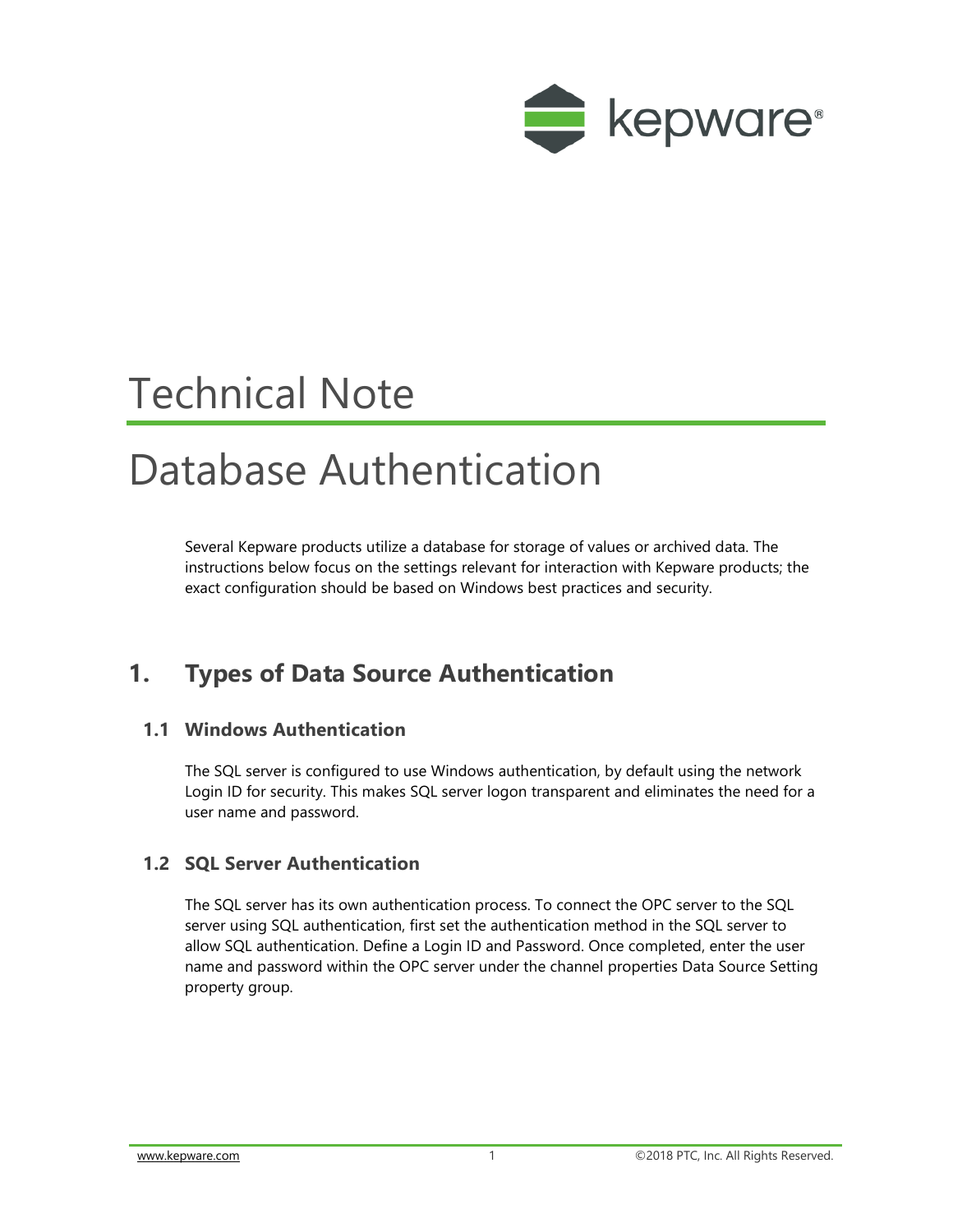# Technical Note

# Database Authentication

Several Kepware products utilize a database for storage of values or archived data. The instructions below focus on the settings relevant for interaction with Kepware products; the exact configuration should be based on Windows best practices and security.

## 1. Types of Data Source Authentication

### 1.1 Windows Authentication

The SQL server is configured to use Windows authentication, by default using the network Login ID for security. This makes SQL server logon transparent and eliminates the need for a user name and password.

### 1.2 SQL Server Authentication

The SQL server has its own authentication process. To connect the OPC server to the SQL server using SQL authentication, first set the authentication method in the SQL server to allow SQL authentication. Define a Login ID and Password. Once completed, enter the user name and password within the OPC server under the channel properties Data Source Setting property group.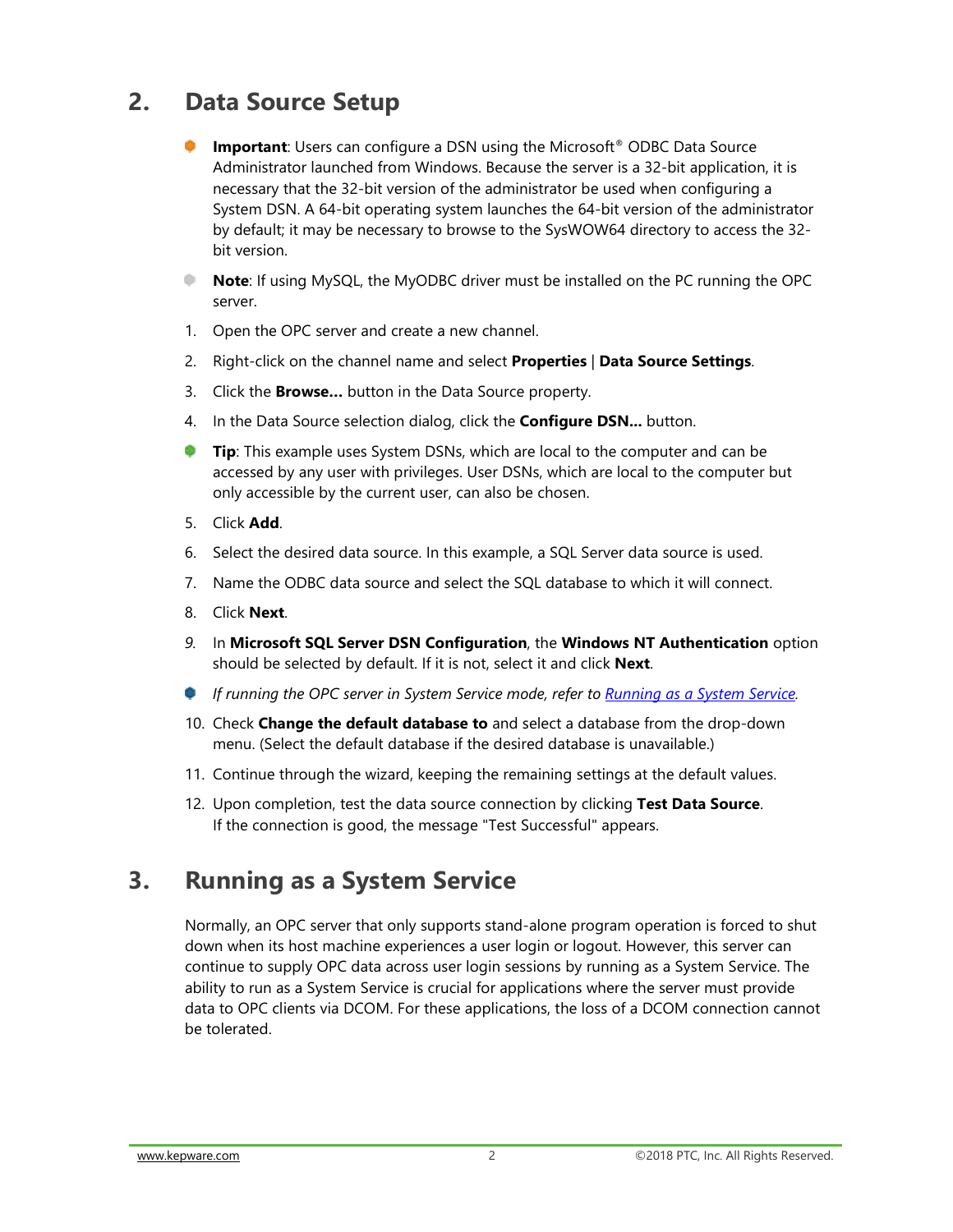## 2. Data Source Setup

- **Important**: Users can configure a DSN using the Microsoft® ODBC Data Source Administrator launched from Windows. Because the server is a 32-bit application, it is necessary that the 32-bit version of the administrator be used when configuring a System DSN. A 64-bit operating system launches the 64-bit version of the administrator by default; it may be necessary to browse to the SysWOW64 directory to access the 32-bit version.
- **Note**: If using MySQL, the MyODBC driver must be installed on the PC running the OPC server.

1. Open the OPC server and create a new channel.
2. Right-click on the channel name and select **Properties** | **Data Source Settings**.
3. Click the **Browse...** button in the Data Source property.
4. In the Data Source selection dialog, click the **Configure DSN...** button.

- **Tip**: This example uses System DSNs, which are local to the computer and can be accessed by any user with privileges. User DSNs, which are local to the computer but only accessible by the current user, can also be chosen.

5. Click **Add**.
6. Select the desired data source. In this example, a SQL Server data source is used.
7. Name the ODBC data source and select the SQL database to which it will connect.
8. Click **Next**.
9. In **Microsoft SQL Server DSN Configuration**, the **Windows NT Authentication** option should be selected by default. If it is not, select it and click **Next**.

- *If running the OPC server in System Service mode, refer to [Running as a System Service](#3-running-as-a-system-service).*

10. Check **Change the default database to** and select a database from the drop-down menu. (Select the default database if the desired database is unavailable.)
11. Continue through the wizard, keeping the remaining settings at the default values.
12. Upon completion, test the data source connection by clicking **Test Data Source**. If the connection is good, the message "Test Successful" appears.

## 3. Running as a System Service

Normally, an OPC server that only supports stand-alone program operation is forced to shut down when its host machine experiences a user login or logout. However, this server can continue to supply OPC data across user login sessions by running as a System Service. The ability to run as a System Service is crucial for applications where the server must provide data to OPC clients via DCOM. For these applications, the loss of a DCOM connection cannot be tolerated.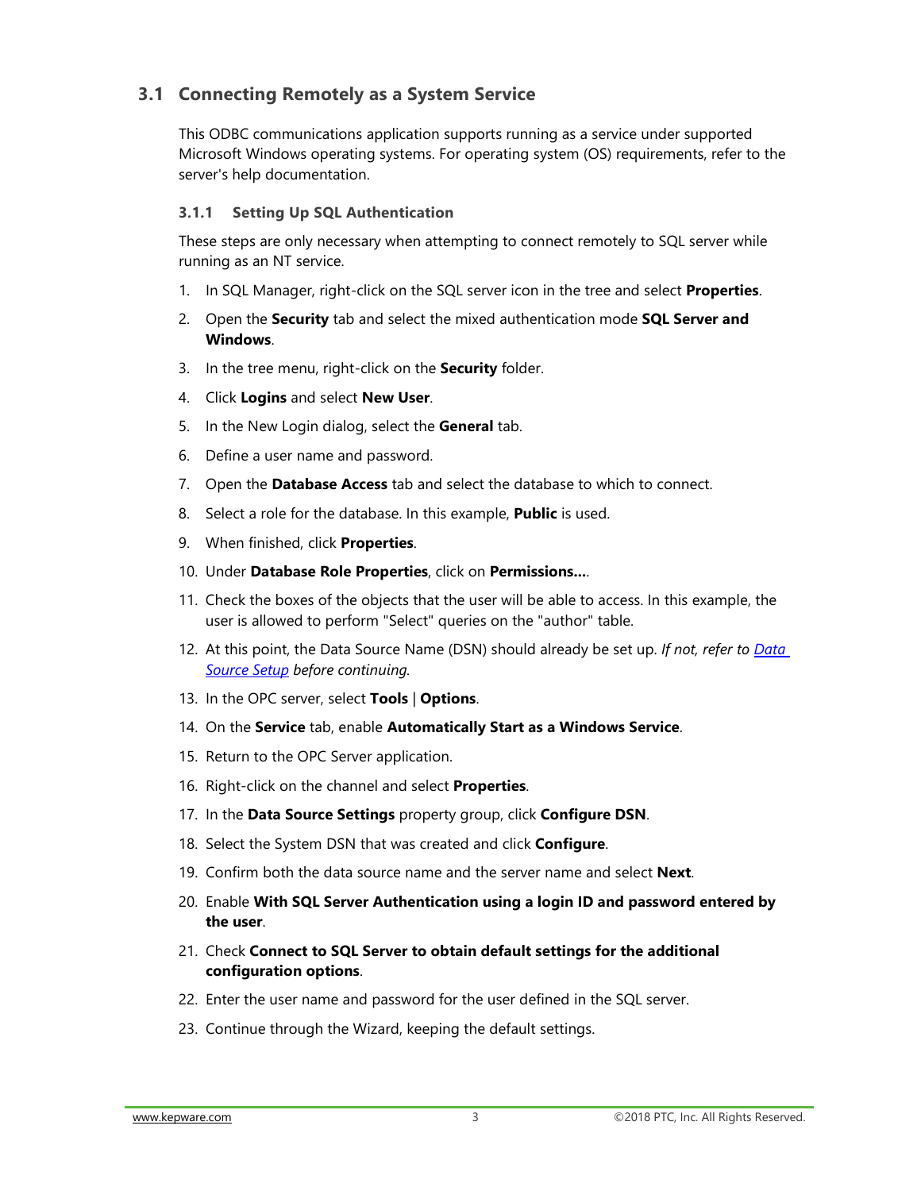## 3.1 Connecting Remotely as a System Service

This ODBC communications application supports running as a service under supported Microsoft Windows operating systems. For operating system (OS) requirements, refer to the server's help documentation.

### 3.1.1 Setting Up SQL Authentication

These steps are only necessary when attempting to connect remotely to SQL server while running as an NT service.

1. In SQL Manager, right-click on the SQL server icon in the tree and select **Properties**.
2. Open the **Security** tab and select the mixed authentication mode **SQL Server and Windows**.
3. In the tree menu, right-click on the **Security** folder.
4. Click **Logins** and select **New User**.
5. In the New Login dialog, select the **General** tab.
6. Define a user name and password.
7. Open the **Database Access** tab and select the database to which to connect.
8. Select a role for the database. In this example, **Public** is used.
9. When finished, click **Properties**.
10. Under **Database Role Properties**, click on **Permissions…**.
11. Check the boxes of the objects that the user will be able to access. In this example, the user is allowed to perform "Select" queries on the "author" table.
12. At this point, the Data Source Name (DSN) should already be set up. *If not, refer to [Data Source Setup](#) before continuing.*
13. In the OPC server, select **Tools** | **Options**.
14. On the **Service** tab, enable **Automatically Start as a Windows Service**.
15. Return to the OPC Server application.
16. Right-click on the channel and select **Properties**.
17. In the **Data Source Settings** property group, click **Configure DSN**.
18. Select the System DSN that was created and click **Configure**.
19. Confirm both the data source name and the server name and select **Next**.
20. Enable **With SQL Server Authentication using a login ID and password entered by the user**.
21. Check **Connect to SQL Server to obtain default settings for the additional configuration options**.
22. Enter the user name and password for the user defined in the SQL server.
23. Continue through the Wizard, keeping the default settings.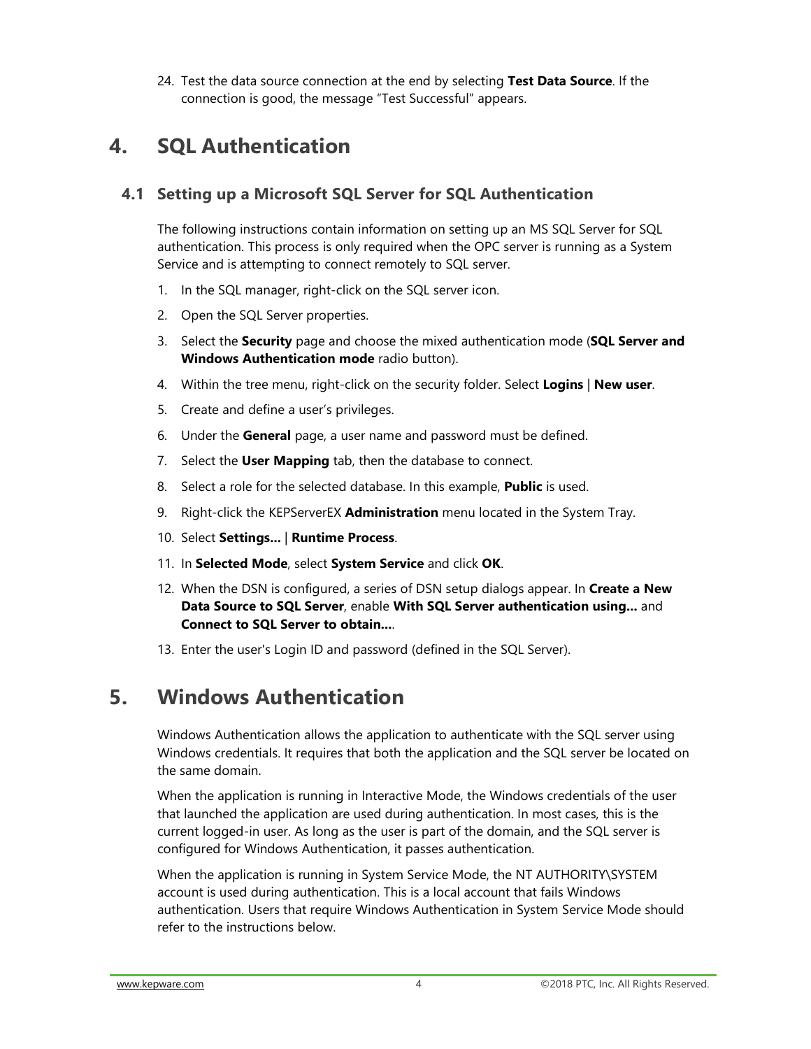24. Test the data source connection at the end by selecting **Test Data Source**. If the connection is good, the message “Test Successful” appears.

# 4. SQL Authentication

## 4.1 Setting up a Microsoft SQL Server for SQL Authentication

The following instructions contain information on setting up an MS SQL Server for SQL authentication. This process is only required when the OPC server is running as a System Service and is attempting to connect remotely to SQL server.

1. In the SQL manager, right-click on the SQL server icon.
2. Open the SQL Server properties.
3. Select the **Security** page and choose the mixed authentication mode (**SQL Server and Windows Authentication mode** radio button).
4. Within the tree menu, right-click on the security folder. Select **Logins** | **New user**.
5. Create and define a user’s privileges.
6. Under the **General** page, a user name and password must be defined.
7. Select the **User Mapping** tab, then the database to connect.
8. Select a role for the selected database. In this example, **Public** is used.
9. Right-click the KEPServerEX **Administration** menu located in the System Tray.
10. Select **Settings...** | **Runtime Process**.
11. In **Selected Mode**, select **System Service** and click **OK**.
12. When the DSN is configured, a series of DSN setup dialogs appear. In **Create a New Data Source to SQL Server**, enable **With SQL Server authentication using...** and **Connect to SQL Server to obtain...**.
13. Enter the user's Login ID and password (defined in the SQL Server).

# 5. Windows Authentication

Windows Authentication allows the application to authenticate with the SQL server using Windows credentials. It requires that both the application and the SQL server be located on the same domain.

When the application is running in Interactive Mode, the Windows credentials of the user that launched the application are used during authentication. In most cases, this is the current logged-in user. As long as the user is part of the domain, and the SQL server is configured for Windows Authentication, it passes authentication.

When the application is running in System Service Mode, the NT AUTHORITY\SYSTEM account is used during authentication. This is a local account that fails Windows authentication. Users that require Windows Authentication in System Service Mode should refer to the instructions below.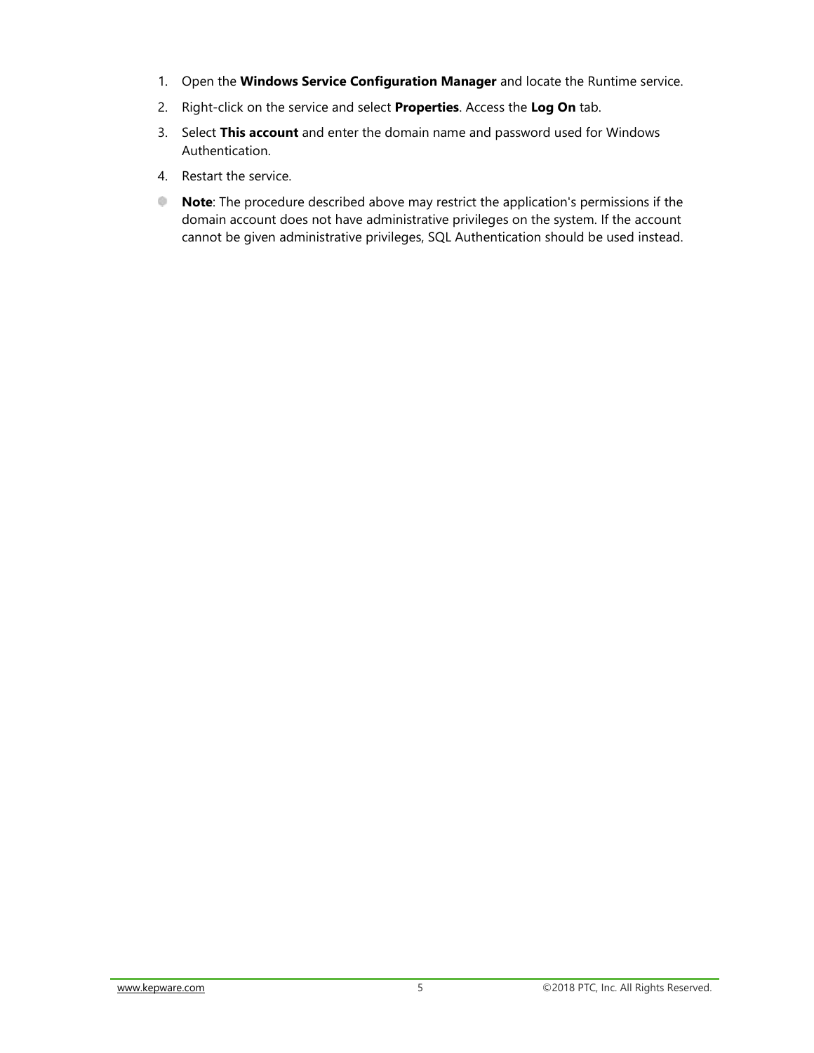1. Open the **Windows Service Configuration Manager** and locate the Runtime service.
2. Right-click on the service and select **Properties**. Access the **Log On** tab.
3. Select **This account** and enter the domain name and password used for Windows Authentication.
4. Restart the service.

- **Note**: The procedure described above may restrict the application's permissions if the domain account does not have administrative privileges on the system. If the account cannot be given administrative privileges, SQL Authentication should be used instead.